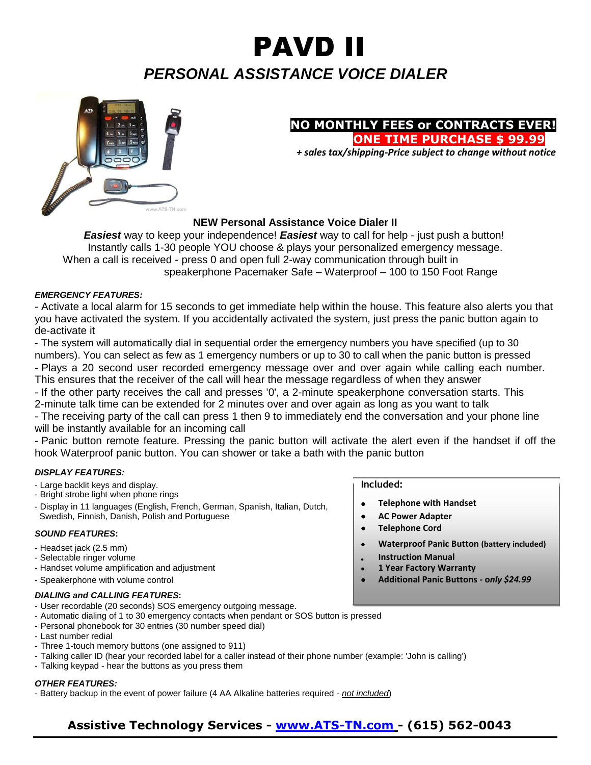# PAVD II

## *PERSONAL ASSISTANCE VOICE DIALER*

**NO MONTHLY FEES or CONTRACTS EVER!**
**ONE TIME PURCHASE $ 99.99**
***+ sales tax/shipping-Price subject to change without notice***

**NEW Personal Assistance Voice Dialer II**

***Easiest*** way to keep your independence! ***Easiest*** way to call for help - just push a button!
Instantly calls 1-30 people YOU choose & plays your personalized emergency message.
When a call is received - press 0 and open full 2-way communication through built in speakerphone Pacemaker Safe – Waterproof – 100 to 150 Foot Range

***EMERGENCY FEATURES:***

- Activate a local alarm for 15 seconds to get immediate help within the house. This feature also alerts you that you have activated the system. If you accidentally activated the system, just press the panic button again to de-activate it
- The system will automatically dial in sequential order the emergency numbers you have specified (up to 30 numbers). You can select as few as 1 emergency numbers or up to 30 to call when the panic button is pressed
- Plays a 20 second user recorded emergency message over and over again while calling each number. This ensures that the receiver of the call will hear the message regardless of when they answer
- If the other party receives the call and presses '0', a 2-minute speakerphone conversation starts. This 2-minute talk time can be extended for 2 minutes over and over again as long as you want to talk
- The receiving party of the call can press 1 then 9 to immediately end the conversation and your phone line will be instantly available for an incoming call
- Panic button remote feature. Pressing the panic button will activate the alert even if the handset if off the hook Waterproof panic button. You can shower or take a bath with the panic button

***DISPLAY FEATURES:***

- Large backlit keys and display.
- Bright strobe light when phone rings
- Display in 11 languages (English, French, German, Spanish, Italian, Dutch, Swedish, Finnish, Danish, Polish and Portuguese

***SOUND FEATURES*:**

- Headset jack (2.5 mm)
- Selectable ringer volume
- Handset volume amplification and adjustment
- Speakerphone with volume control

***DIALING and CALLING FEATURES*:**

- User recordable (20 seconds) SOS emergency outgoing message.
- Automatic dialing of 1 to 30 emergency contacts when pendant or SOS button is pressed
- Personal phonebook for 30 entries (30 number speed dial)
- Last number redial
- Three 1-touch memory buttons (one assigned to 911)
- Talking caller ID (hear your recorded label for a caller instead of their phone number (example: 'John is calling')
- Talking keypad - hear the buttons as you press them

***OTHER FEATURES:***

- Battery backup in the event of power failure (4 AA Alkaline batteries required - *not included*)

**Included:**

- **Telephone with Handset**
- **AC Power Adapter**
- **Telephone Cord**
- **Waterproof Panic Button (battery included)**
- **Instruction Manual**
- **1 Year Factory Warranty**
- **Additional Panic Buttons - *only $24.99***

**Assistive Technology Services - www.ATS-TN.com - (615) 562-0043**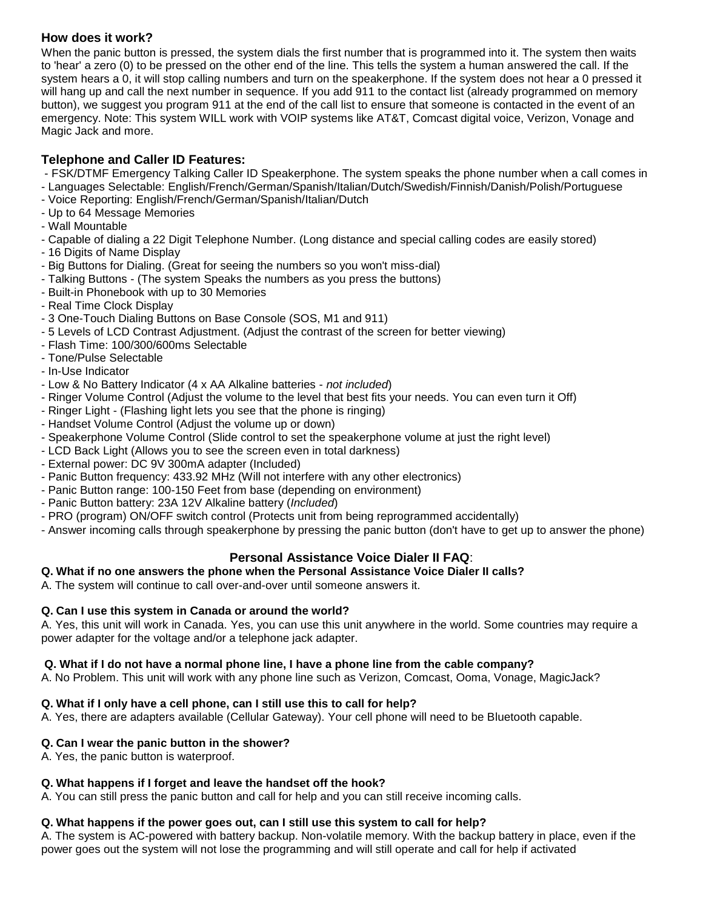### How does it work?

When the panic button is pressed, the system dials the first number that is programmed into it. The system then waits to 'hear' a zero (0) to be pressed on the other end of the line. This tells the system a human answered the call. If the system hears a 0, it will stop calling numbers and turn on the speakerphone. If the system does not hear a 0 pressed it will hang up and call the next number in sequence. If you add 911 to the contact list (already programmed on memory button), we suggest you program 911 at the end of the call list to ensure that someone is contacted in the event of an emergency. Note: This system WILL work with VOIP systems like AT&T, Comcast digital voice, Verizon, Vonage and Magic Jack and more.

### Telephone and Caller ID Features:

- FSK/DTMF Emergency Talking Caller ID Speakerphone. The system speaks the phone number when a call comes in
- Languages Selectable: English/French/German/Spanish/Italian/Dutch/Swedish/Finnish/Danish/Polish/Portuguese
- Voice Reporting: English/French/German/Spanish/Italian/Dutch
- Up to 64 Message Memories
- Wall Mountable
- Capable of dialing a 22 Digit Telephone Number. (Long distance and special calling codes are easily stored)
- 16 Digits of Name Display
- Big Buttons for Dialing. (Great for seeing the numbers so you won't miss-dial)
- Talking Buttons - (The system Speaks the numbers as you press the buttons)
- Built-in Phonebook with up to 30 Memories
- Real Time Clock Display
- 3 One-Touch Dialing Buttons on Base Console (SOS, M1 and 911)
- 5 Levels of LCD Contrast Adjustment. (Adjust the contrast of the screen for better viewing)
- Flash Time: 100/300/600ms Selectable
- Tone/Pulse Selectable
- In-Use Indicator
- Low & No Battery Indicator (4 x AA Alkaline batteries - *not included*)
- Ringer Volume Control (Adjust the volume to the level that best fits your needs. You can even turn it Off)
- Ringer Light - (Flashing light lets you see that the phone is ringing)
- Handset Volume Control (Adjust the volume up or down)
- Speakerphone Volume Control (Slide control to set the speakerphone volume at just the right level)
- LCD Back Light (Allows you to see the screen even in total darkness)
- External power: DC 9V 300mA adapter (Included)
- Panic Button frequency: 433.92 MHz (Will not interfere with any other electronics)
- Panic Button range: 100-150 Feet from base (depending on environment)
- Panic Button battery: 23A 12V Alkaline battery (*Included*)
- PRO (program) ON/OFF switch control (Protects unit from being reprogrammed accidentally)
- Answer incoming calls through speakerphone by pressing the panic button (don't have to get up to answer the phone)

## Personal Assistance Voice Dialer II FAQ:

**Q. What if no one answers the phone when the Personal Assistance Voice Dialer II calls?**
A. The system will continue to call over-and-over until someone answers it.

**Q. Can I use this system in Canada or around the world?**
A. Yes, this unit will work in Canada. Yes, you can use this unit anywhere in the world. Some countries may require a power adapter for the voltage and/or a telephone jack adapter.

**Q. What if I do not have a normal phone line, I have a phone line from the cable company?**
A. No Problem. This unit will work with any phone line such as Verizon, Comcast, Ooma, Vonage, MagicJack?

**Q. What if I only have a cell phone, can I still use this to call for help?**
A. Yes, there are adapters available (Cellular Gateway). Your cell phone will need to be Bluetooth capable.

**Q. Can I wear the panic button in the shower?**
A. Yes, the panic button is waterproof.

**Q. What happens if I forget and leave the handset off the hook?**
A. You can still press the panic button and call for help and you can still receive incoming calls.

**Q. What happens if the power goes out, can I still use this system to call for help?**
A. The system is AC-powered with battery backup. Non-volatile memory. With the backup battery in place, even if the power goes out the system will not lose the programming and will still operate and call for help if activated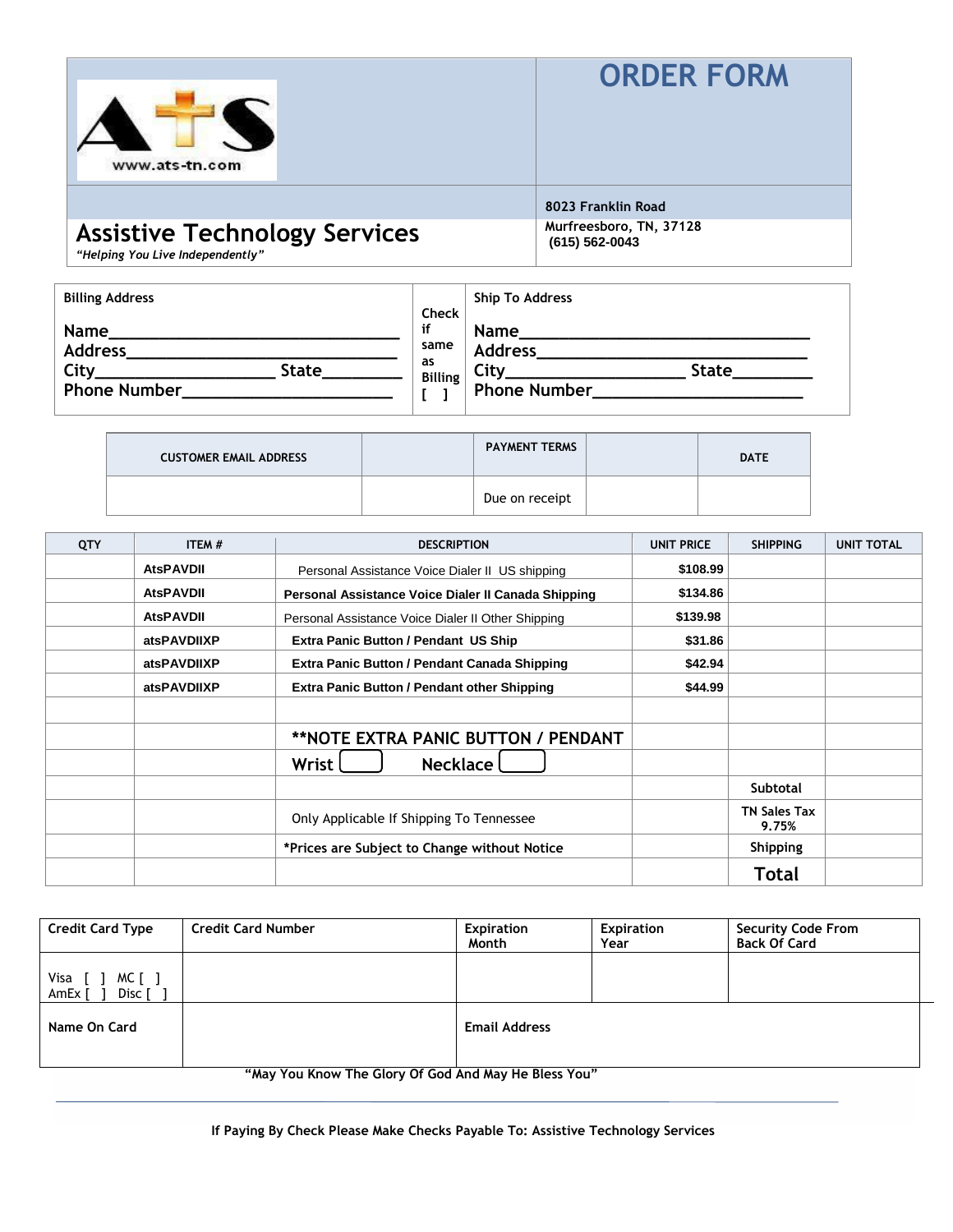# ORDER FORM

www.ats-tn.com

## Assistive Technology Services

*"Helping You Live Independently"*

8023 Franklin Road
Murfreesboro, TN, 37128
(615) 562-0043

| Billing Address | Check if same as Billing [ ] | Ship To Address |
|---|---|---|
| Name_______________ | | Name_______________ |
| Address_______________ | | Address_______________ |
| City___________ State_______ | | City___________ State_______ |
| Phone Number_______________ | | Phone Number_______________ |

| CUSTOMER EMAIL ADDRESS | | PAYMENT TERMS | | DATE |
|---|---|---|---|---|
| | | Due on receipt | | |

| QTY | ITEM # | DESCRIPTION | UNIT PRICE | SHIPPING | UNIT TOTAL |
|---|---|---|---|---|---|
| | AtsPAVDII | Personal Assistance Voice Dialer II US shipping | $108.99 | | |
| | AtsPAVDII | **Personal Assistance Voice Dialer II Canada Shipping** | $134.86 | | |
| | AtsPAVDII | Personal Assistance Voice Dialer II Other Shipping | $139.98 | | |
| | atsPAVDIIXP | **Extra Panic Button / Pendant US Ship** | $31.86 | | |
| | atsPAVDIIXP | **Extra Panic Button / Pendant Canada Shipping** | $42.94 | | |
| | atsPAVDIIXP | **Extra Panic Button / Pendant other Shipping** | $44.99 | | |
| | | | | | |
| | | **\*\*NOTE EXTRA PANIC BUTTON / PENDANT** | | | |
| | | **Wrist** [ ] **Necklace** [ ] | | | |
| | | | | Subtotal | |
| | | Only Applicable If Shipping To Tennessee | | TN Sales Tax 9.75% | |
| | | *Prices are Subject to Change without Notice | | Shipping | |
| | | | | **Total** | |

| Credit Card Type | Credit Card Number | Expiration Month | Expiration Year | Security Code From Back Of Card |
|---|---|---|---|---|
| Visa [ ] MC [ ] AmEx [ ] Disc [ ] | | | | |
| Name On Card | | Email Address | | |

"May You Know The Glory Of God And May He Bless You"

If Paying By Check Please Make Checks Payable To: Assistive Technology Services